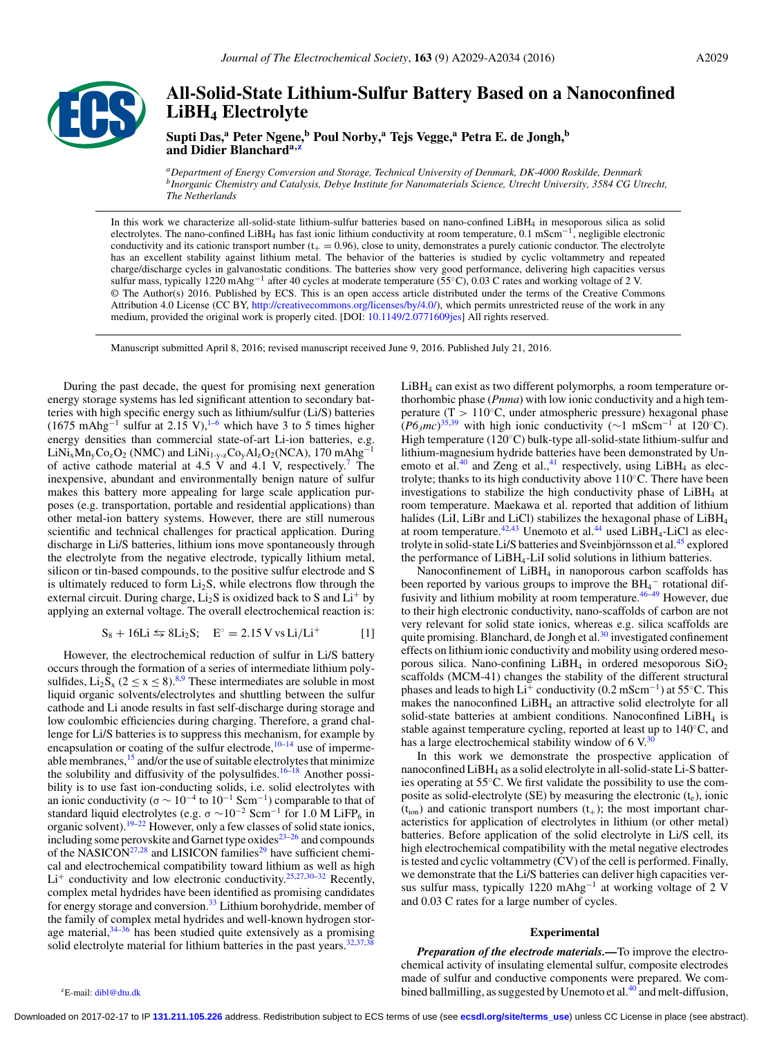# All-Solid-State Lithium-Sulfur Battery Based on a Nanoconfined $LiBH_4$ Electrolyte

**Supti Das,[a] Peter Ngene,[b] Poul Norby,[a] Tejs Vegge,[a] Petra E. de Jongh,[b] and Didier Blanchard[a,z]**

[a]*Department of Energy Conversion and Storage, Technical University of Denmark, DK-4000 Roskilde, Denmark*
[b]*Inorganic Chemistry and Catalysis, Debye Institute for Nanomaterials Science, Utrecht University, 3584 CG Utrecht, The Netherlands*

In this work we characterize all-solid-state lithium-sulfur batteries based on nano-confined $LiBH_4$ in mesoporous silica as solid electrolytes. The nano-confined $LiBH_4$ has fast ionic lithium conductivity at room temperature, 0.1 $mScm^{-1}$, negligible electronic conductivity and its cationic transport number ($t_+ = 0.96$), close to unity, demonstrates a purely cationic conductor. The electrolyte has an excellent stability against lithium metal. The behavior of the batteries is studied by cyclic voltammetry and repeated charge/discharge cycles in galvanostatic conditions. The batteries show very good performance, delivering high capacities versus sulfur mass, typically 1220 $mAhg^{-1}$ after 40 cycles at moderate temperature (55°C), 0.03 C rates and working voltage of 2 V.
© The Author(s) 2016. Published by ECS. This is an open access article distributed under the terms of the Creative Commons Attribution 4.0 License (CC BY, http://creativecommons.org/licenses/by/4.0/), which permits unrestricted reuse of the work in any medium, provided the original work is properly cited. [DOI: 10.1149/2.0771609jes] All rights reserved.

Manuscript submitted April 8, 2016; revised manuscript received June 9, 2016. Published July 21, 2016.

During the past decade, the quest for promising next generation energy storage systems has led significant attention to secondary batteries with high specific energy such as lithium/sulfur (Li/S) batteries (1675 $mAhg^{-1}$ sulfur at 2.15 V),[1–6] which have 3 to 5 times higher energy densities than commercial state-of-art Li-ion batteries, e.g. $LiNi_xMn_yCo_zO_2$ (NMC) and $LiNi_{1\text{-}y\text{-}z}Co_yAl_zO_2$(NCA), 170 $mAhg^{-1}$ of active cathode material at 4.5 V and 4.1 V, respectively.[7] The inexpensive, abundant and environmentally benign nature of sulfur makes this battery more appealing for large scale application purposes (e.g. transportation, portable and residential applications) than other metal-ion battery systems. However, there are still numerous scientific and technical challenges for practical application. During discharge in Li/S batteries, lithium ions move spontaneously through the electrolyte from the negative electrode, typically lithium metal, silicon or tin-based compounds, to the positive sulfur electrode and S is ultimately reduced to form $Li_2S$, while electrons flow through the external circuit. During charge, $Li_2S$ is oxidized back to S and $Li^+$ by applying an external voltage. The overall electrochemical reaction is:

$$S_8 + 16Li \leftrightarrows 8Li_2S; \quad E^\circ = 2.15\,V\,vs\,Li/Li^+ \qquad [1]$$

However, the electrochemical reduction of sulfur in Li/S battery occurs through the formation of a series of intermediate lithium polysulfides, $Li_2S_x$ ($2 \leq x \leq 8$).[8,9] These intermediates are soluble in most liquid organic solvents/electrolytes and shuttling between the sulfur cathode and Li anode results in fast self-discharge during storage and low coulombic efficiencies during charging. Therefore, a grand challenge for Li/S batteries is to suppress this mechanism, for example by encapsulation or coating of the sulfur electrode,[10–14] use of impermeable membranes,[15] and/or the use of suitable electrolytes that minimize the solubility and diffusivity of the polysulfides.[16–18] Another possibility is to use fast ion-conducting solids, i.e. solid electrolytes with an ionic conductivity ($\sigma \sim 10^{-4}$ to $10^{-1}$ $Scm^{-1}$) comparable to that of standard liquid electrolytes (e.g. $\sigma \sim 10^{-2}$ $Scm^{-1}$ for 1.0 M $LiFP_6$ in organic solvent).[19–22] However, only a few classes of solid state ionics, including some perovskite and Garnet type oxides[23–26] and compounds of the NASICON[27,28] and LISICON families[29] have sufficient chemical and electrochemical compatibility toward lithium as well as high $Li^+$ conductivity and low electronic conductivity.[25,27,30–32] Recently, complex metal hydrides have been identified as promising candidates for energy storage and conversion.[33] Lithium borohydride, member of the family of complex metal hydrides and well-known hydrogen storage material,[34–36] has been studied quite extensively as a promising solid electrolyte material for lithium batteries in the past years.[32,37,38]

$LiBH_4$ can exist as two different polymorphs, a room temperature orthorhombic phase (*Pnma*) with low ionic conductivity and a high temperature (T > 110°C, under atmospheric pressure) hexagonal phase (*$P6_3mc$*)[35,39] with high ionic conductivity (∼1 $mScm^{-1}$ at 120°C). High temperature (120°C) bulk-type all-solid-state lithium-sulfur and lithium-magnesium hydride batteries have been demonstrated by Unemoto et al.[40] and Zeng et al.,[41] respectively, using $LiBH_4$ as electrolyte; thanks to its high conductivity above 110°C. There have been investigations to stabilize the high conductivity phase of $LiBH_4$ at room temperature. Maekawa et al. reported that addition of lithium halides (LiI, LiBr and LiCl) stabilizes the hexagonal phase of $LiBH_4$ at room temperature.[42,43] Unemoto et al.[44] used $LiBH_4$-LiCl as electrolyte in solid-state Li/S batteries and Sveinbjörnsson et al.[45] explored the performance of $LiBH_4$-LiI solid solutions in lithium batteries.

Nanoconfinement of $LiBH_4$ in nanoporous carbon scaffolds has been reported by various groups to improve the $BH_4^-$ rotational diffusivity and lithium mobility at room temperature.[46–49] However, due to their high electronic conductivity, nano-scaffolds of carbon are not very relevant for solid state ionics, whereas e.g. silica scaffolds are quite promising. Blanchard, de Jongh et al.[30] investigated confinement effects on lithium ionic conductivity and mobility using ordered mesoporous silica. Nano-confining $LiBH_4$ in ordered mesoporous $SiO_2$ scaffolds (MCM-41) changes the stability of the different structural phases and leads to high $Li^+$ conductivity (0.2 $mScm^{-1}$) at 55°C. This makes the nanoconfined $LiBH_4$ an attractive solid electrolyte for all solid-state batteries at ambient conditions. Nanoconfined $LiBH_4$ is stable against temperature cycling, reported at least up to 140°C, and has a large electrochemical stability window of 6 V.[30]

In this work we demonstrate the prospective application of nanoconfined $LiBH_4$ as a solid electrolyte in all-solid-state Li-S batteries operating at 55°C. We first validate the possibility to use the composite as solid-electrolyte (SE) by measuring the electronic ($t_e$), ionic ($t_{ion}$) and cationic transport numbers ($t_+$); the most important characteristics for application of electrolytes in lithium (or other metal) batteries. Before application of the solid electrolyte in Li/S cell, its high electrochemical compatibility with the metal negative electrodes is tested and cyclic voltammetry (CV) of the cell is performed. Finally, we demonstrate that the Li/S batteries can deliver high capacities versus sulfur mass, typically 1220 $mAhg^{-1}$ at working voltage of 2 V and 0.03 C rates for a large number of cycles.

## Experimental

***Preparation of the electrode materials.***—To improve the electrochemical activity of insulating elemental sulfur, composite electrodes made of sulfur and conductive components were prepared. We combined ballmilling, as suggested by Unemoto et al.[40] and melt-diffusion,

[z]E-mail: dibl@dtu.dk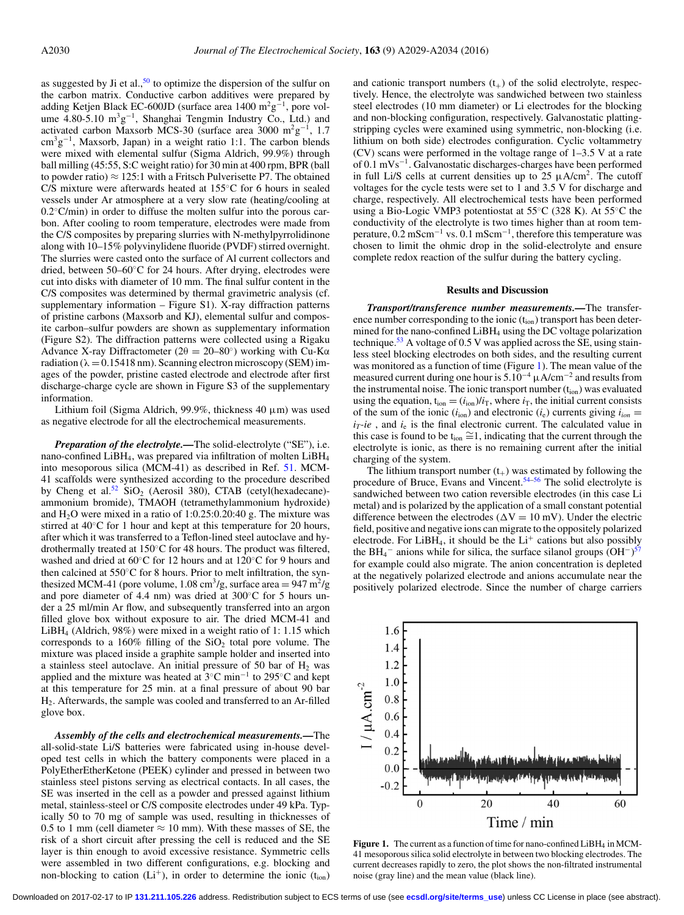as suggested by Ji et al.,[50] to optimize the dispersion of the sulfur on the carbon matrix. Conductive carbon additives were prepared by adding Ketjen Black EC-600JD (surface area 1400 $m^2g^{-1}$, pore volume 4.80-5.10 $m^3g^{-1}$, Shanghai Tengmin Industry Co., Ltd.) and activated carbon Maxsorb MCS-30 (surface area 3000 $m^2g^{-1}$, 1.7 $cm^3g^{-1}$, Maxsorb, Japan) in a weight ratio 1:1. The carbon blends were mixed with elemental sulfur (Sigma Aldrich, 99.9%) through ball milling (45:55, S:C weight ratio) for 30 min at 400 rpm, BPR (ball to powder ratio) ≈ 125:1 with a Fritsch Pulverisette P7. The obtained C/S mixture were afterwards heated at 155°C for 6 hours in sealed vessels under Ar atmosphere at a very slow rate (heating/cooling at 0.2°C/min) in order to diffuse the molten sulfur into the porous carbon. After cooling to room temperature, electrodes were made from the C/S composites by preparing slurries with N-methylpyrrolidinone along with 10–15% polyvinylidene fluoride (PVDF) stirred overnight. The slurries were casted onto the surface of Al current collectors and dried, between 50–60°C for 24 hours. After drying, electrodes were cut into disks with diameter of 10 mm. The final sulfur content in the C/S composites was determined by thermal gravimetric analysis (cf. supplementary information – Figure S1). X-ray diffraction patterns of pristine carbons (Maxsorb and KJ), elemental sulfur and composite carbon–sulfur powders are shown as supplementary information (Figure S2). The diffraction patterns were collected using a Rigaku Advance X-ray Diffractometer (2θ = 20–80°) working with Cu-Kα radiation (λ = 0.15418 nm). Scanning electron microscopy (SEM) images of the powder, pristine casted electrode and electrode after first discharge-charge cycle are shown in Figure S3 of the supplementary information.

Lithium foil (Sigma Aldrich, 99.9%, thickness 40 μm) was used as negative electrode for all the electrochemical measurements.

***Preparation of the electrolyte.***—The solid-electrolyte ("SE"), i.e. nano-confined $LiBH_4$, was prepared via infiltration of molten $LiBH_4$ into mesoporous silica (MCM-41) as described in Ref. 51. MCM-41 scaffolds were synthesized according to the procedure described by Cheng et al.[52] $SiO_2$ (Aerosil 380), CTAB (cetyl(hexadecane)-ammonium bromide), TMAOH (tetramethylammonium hydroxide) and $H_2O$ were mixed in a ratio of 1:0.25:0.20:40 g. The mixture was stirred at 40°C for 1 hour and kept at this temperature for 20 hours, after which it was transferred to a Teflon-lined steel autoclave and hydrothermally treated at 150°C for 48 hours. The product was filtered, washed and dried at 60°C for 12 hours and at 120°C for 9 hours and then calcined at 550°C for 8 hours. Prior to melt infiltration, the synthesized MCM-41 (pore volume, 1.08 $cm^3$/g, surface area = 947 $m^2$/g and pore diameter of 4.4 nm) was dried at 300°C for 5 hours under a 25 ml/min Ar flow, and subsequently transferred into an argon filled glove box without exposure to air. The dried MCM-41 and $LiBH_4$ (Aldrich, 98%) were mixed in a weight ratio of 1: 1.15 which corresponds to a 160% filling of the $SiO_2$ total pore volume. The mixture was placed inside a graphite sample holder and inserted into a stainless steel autoclave. An initial pressure of 50 bar of $H_2$ was applied and the mixture was heated at 3°C $min^{-1}$ to 295°C and kept at this temperature for 25 min. at a final pressure of about 90 bar $H_2$. Afterwards, the sample was cooled and transferred to an Ar-filled glove box.

***Assembly of the cells and electrochemical measurements.***—The all-solid-state Li/S batteries were fabricated using in-house developed test cells in which the battery components were placed in a PolyEtherEtherKetone (PEEK) cylinder and pressed in between two stainless steel pistons serving as electrical contacts. In all cases, the SE was inserted in the cell as a powder and pressed against lithium metal, stainless-steel or C/S composite electrodes under 49 kPa. Typically 50 to 70 mg of sample was used, resulting in thicknesses of 0.5 to 1 mm (cell diameter ≈ 10 mm). With these masses of SE, the risk of a short circuit after pressing the cell is reduced and the SE layer is thin enough to avoid excessive resistance. Symmetric cells were assembled in two different configurations, e.g. blocking and non-blocking to cation ($Li^+$), in order to determine the ionic ($t_{ion}$) and cationic transport numbers ($t_+$) of the solid electrolyte, respectively. Hence, the electrolyte was sandwiched between two stainless steel electrodes (10 mm diameter) or Li electrodes for the blocking and non-blocking configuration, respectively. Galvanostatic platting-stripping cycles were examined using symmetric, non-blocking (i.e. lithium on both side) electrodes configuration. Cyclic voltammetry (CV) scans were performed in the voltage range of 1–3.5 V at a rate of 0.1 $mVs^{-1}$. Galvanostatic discharges-charges have been performed in full Li/S cells at current densities up to 25 μA/$cm^2$. The cutoff voltages for the cycle tests were set to 1 and 3.5 V for discharge and charge, respectively. All electrochemical tests have been performed using a Bio-Logic VMP3 potentiostat at 55°C (328 K). At 55°C the conductivity of the electrolyte is two times higher than at room temperature, 0.2 $mScm^{-1}$ vs. 0.1 $mScm^{-1}$, therefore this temperature was chosen to limit the ohmic drop in the solid-electrolyte and ensure complete redox reaction of the sulfur during the battery cycling.

## Results and Discussion

***Transport/transference number measurements.***—The transference number corresponding to the ionic ($t_{ion}$) transport has been determined for the nano-confined $LiBH_4$ using the DC voltage polarization technique.[53] A voltage of 0.5 V was applied across the SE, using stainless steel blocking electrodes on both sides, and the resulting current was monitored as a function of time (Figure 1). The mean value of the measured current during one hour is $5.10^{-4}$ μA/$cm^{-2}$ and results from the instrumental noise. The ionic transport number ($t_{ion}$) was evaluated using the equation, $t_{ion} = (i_{ion})/i_T$, where $i_T$, the initial current consists of the sum of the ionic ($i_{ion}$) and electronic ($i_e$) currents giving $i_{ion} = i_T\text{-}ie$ , and $i_e$ is the final electronic current. The calculated value in this case is found to be $t_{ion} \cong 1$, indicating that the current through the electrolyte is ionic, as there is no remaining current after the initial charging of the system.

The lithium transport number ($t_+$) was estimated by following the procedure of Bruce, Evans and Vincent.[54–56] The solid electrolyte is sandwiched between two cation reversible electrodes (in this case Li metal) and is polarized by the application of a small constant potential difference between the electrodes (ΔV = 10 mV). Under the electric field, positive and negative ions can migrate to the oppositely polarized electrode. For $LiBH_4$, it should be the $Li^+$ cations but also possibly the $BH_4^-$ anions while for silica, the surface silanol groups ($OH^-$)[57] for example could also migrate. The anion concentration is depleted at the negatively polarized electrode and anions accumulate near the positively polarized electrode. Since the number of charge carriers

**Figure 1.** The current as a function of time for nano-confined $LiBH_4$ in MCM-41 mesoporous silica solid electrolyte in between two blocking electrodes. The current decreases rapidly to zero, the plot shows the non-filtrated instrumental noise (gray line) and the mean value (black line).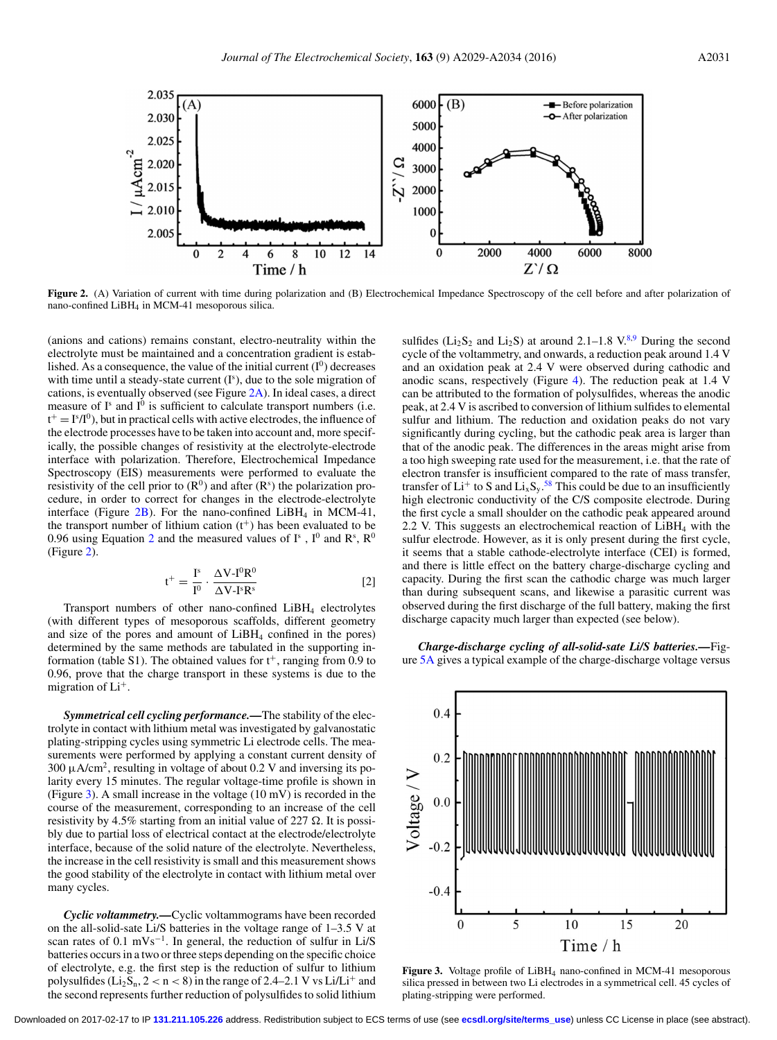Figure 2. (A) Variation of current with time during polarization and (B) Electrochemical Impedance Spectroscopy of the cell before and after polarization of nano-confined $LiBH_4$ in MCM-41 mesoporous silica.

(anions and cations) remains constant, electro-neutrality within the electrolyte must be maintained and a concentration gradient is established. As a consequence, the value of the initial current ($I^0$) decreases with time until a steady-state current ($I^s$), due to the sole migration of cations, is eventually observed (see Figure 2A). In ideal cases, a direct measure of $I^s$ and $I^0$ is sufficient to calculate transport numbers (i.e. $t^+ = I^s/I^0$), but in practical cells with active electrodes, the influence of the electrode processes have to be taken into account and, more specifically, the possible changes of resistivity at the electrolyte-electrode interface with polarization. Therefore, Electrochemical Impedance Spectroscopy (EIS) measurements were performed to evaluate the resistivity of the cell prior to ($R^0$) and after ($R^s$) the polarization procedure, in order to correct for changes in the electrode-electrolyte interface (Figure 2B). For the nano-confined $LiBH_4$ in MCM-41, the transport number of lithium cation ($t^+$) has been evaluated to be 0.96 using Equation 2 and the measured values of $I^s$, $I^0$ and $R^s$, $R^0$ (Figure 2).

$$t^+ = \frac{I^s}{I^0} \cdot \frac{\Delta V - I^0 R^0}{\Delta V - I^s R^s} \qquad [2]$$

Transport numbers of other nano-confined $LiBH_4$ electrolytes (with different types of mesoporous scaffolds, different geometry and size of the pores and amount of $LiBH_4$ confined in the pores) determined by the same methods are tabulated in the supporting information (table S1). The obtained values for $t^+$, ranging from 0.9 to 0.96, prove that the charge transport in these systems is due to the migration of $Li^+$.

***Symmetrical cell cycling performance.***—The stability of the electrolyte in contact with lithium metal was investigated by galvanostatic plating-stripping cycles using symmetric Li electrode cells. The measurements were performed by applying a constant current density of 300 $\mu A/cm^2$, resulting in voltage of about 0.2 V and inversing its polarity every 15 minutes. The regular voltage-time profile is shown in (Figure 3). A small increase in the voltage (10 mV) is recorded in the course of the measurement, corresponding to an increase of the cell resistivity by 4.5% starting from an initial value of 227 Ω. It is possibly due to partial loss of electrical contact at the electrode/electrolyte interface, because of the solid nature of the electrolyte. Nevertheless, the increase in the cell resistivity is small and this measurement shows the good stability of the electrolyte in contact with lithium metal over many cycles.

***Cyclic voltammetry.***—Cyclic voltammograms have been recorded on the all-solid-sate Li/S batteries in the voltage range of 1–3.5 V at scan rates of 0.1 $mVs^{-1}$. In general, the reduction of sulfur in Li/S batteries occurs in a two or three steps depending on the specific choice of electrolyte, e.g. the first step is the reduction of sulfur to lithium polysulfides ($Li_2S_n$, $2 < n < 8$) in the range of 2.4–2.1 V vs $Li/Li^+$ and the second represents further reduction of polysulfides to solid lithium sulfides ($Li_2S_2$ and $Li_2S$) at around 2.1–1.8 V.[8,9] During the second cycle of the voltammetry, and onwards, a reduction peak around 1.4 V and an oxidation peak at 2.4 V were observed during cathodic and anodic scans, respectively (Figure 4). The reduction peak at 1.4 V can be attributed to the formation of polysulfides, whereas the anodic peak, at 2.4 V is ascribed to conversion of lithium sulfides to elemental sulfur and lithium. The reduction and oxidation peaks do not vary significantly during cycling, but the cathodic peak area is larger than that of the anodic peak. The differences in the areas might arise from a too high sweeping rate used for the measurement, i.e. that the rate of electron transfer is insufficient compared to the rate of mass transfer, transfer of $Li^+$ to S and $Li_xS_y$.[58] This could be due to an insufficiently high electronic conductivity of the C/S composite electrode. During the first cycle a small shoulder on the cathodic peak appeared around 2.2 V. This suggests an electrochemical reaction of $LiBH_4$ with the sulfur electrode. However, as it is only present during the first cycle, it seems that a stable cathode-electrolyte interface (CEI) is formed, and there is little effect on the battery charge-discharge cycling and capacity. During the first scan the cathodic charge was much larger than during subsequent scans, and likewise a parasitic current was observed during the first discharge of the full battery, making the first discharge capacity much larger than expected (see below).

***Charge-discharge cycling of all-solid-sate Li/S batteries.***—Figure 5A gives a typical example of the charge-discharge voltage versus

Figure 3. Voltage profile of $LiBH_4$ nano-confined in MCM-41 mesoporous silica pressed in between two Li electrodes in a symmetrical cell. 45 cycles of plating-stripping were performed.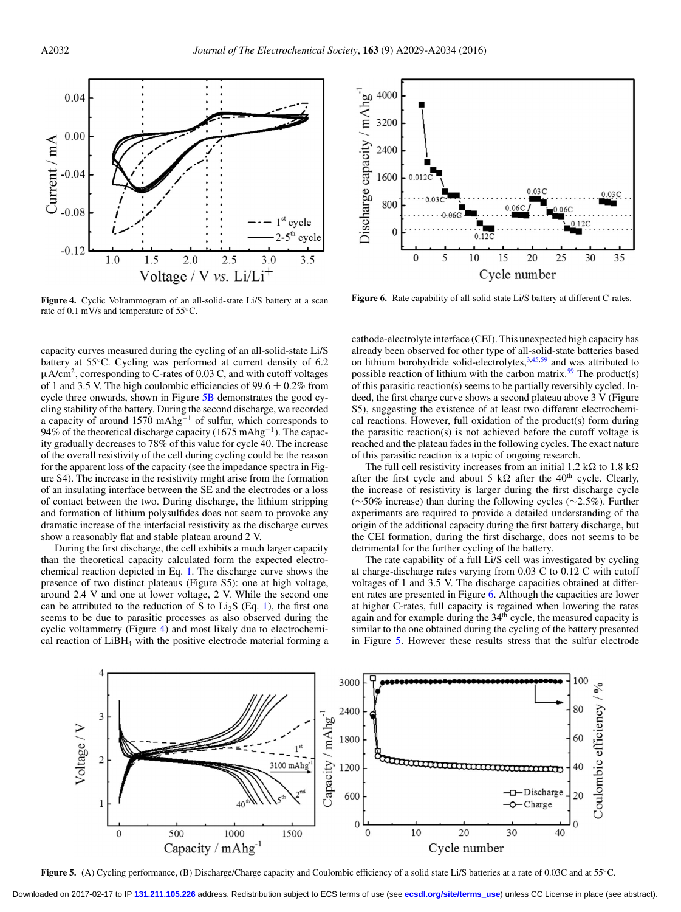capacity curves measured during the cycling of an all-solid-state Li/S battery at 55°C. Cycling was performed at current density of 6.2 μA/cm$^2$, corresponding to C-rates of 0.03 C, and with cutoff voltages of 1 and 3.5 V. The high coulombic efficiencies of 99.6 ± 0.2% from cycle three onwards, shown in Figure 5B demonstrates the good cycling stability of the battery. During the second discharge, we recorded a capacity of around 1570 mAhg$^{-1}$ of sulfur, which corresponds to 94% of the theoretical discharge capacity (1675 mAhg$^{-1}$). The capacity gradually decreases to 78% of this value for cycle 40. The increase of the overall resistivity of the cell during cycling could be the reason for the apparent loss of the capacity (see the impedance spectra in Figure S4). The increase in the resistivity might arise from the formation of an insulating interface between the SE and the electrodes or a loss of contact between the two. During discharge, the lithium stripping and formation of lithium polysulfides does not seem to provoke any dramatic increase of the interfacial resistivity as the discharge curves show a reasonably flat and stable plateau around 2 V.

During the first discharge, the cell exhibits a much larger capacity than the theoretical capacity calculated form the expected electrochemical reaction depicted in Eq. 1. The discharge curve shows the presence of two distinct plateaus (Figure S5): one at high voltage, around 2.4 V and one at lower voltage, 2 V. While the second one can be attributed to the reduction of S to $Li_2S$ (Eq. 1), the first one seems to be due to parasitic processes as also observed during the cyclic voltammetry (Figure 4) and most likely due to electrochemical reaction of $LiBH_4$ with the positive electrode material forming a cathode-electrolyte interface (CEI). This unexpected high capacity has already been observed for other type of all-solid-state batteries based on lithium borohydride solid-electrolytes,[3,45,59] and was attributed to possible reaction of lithium with the carbon matrix.[59] The product(s) of this parasitic reaction(s) seems to be partially reversibly cycled. Indeed, the first charge curve shows a second plateau above 3 V (Figure S5), suggesting the existence of at least two different electrochemical reactions. However, full oxidation of the product(s) form during the parasitic reaction(s) is not achieved before the cutoff voltage is reached and the plateau fades in the following cycles. The exact nature of this parasitic reaction is a topic of ongoing research.

The full cell resistivity increases from an initial 1.2 kΩ to 1.8 kΩ after the first cycle and about 5 kΩ after the 40$^{th}$ cycle. Clearly, the increase of resistivity is larger during the first discharge cycle (~50% increase) than during the following cycles (~2.5%). Further experiments are required to provide a detailed understanding of the origin of the additional capacity during the first battery discharge, but the CEI formation, during the first discharge, does not seems to be detrimental for the further cycling of the battery.

The rate capability of a full Li/S cell was investigated by cycling at charge-discharge rates varying from 0.03 C to 0.12 C with cutoff voltages of 1 and 3.5 V. The discharge capacities obtained at different rates are presented in Figure 6. Although the capacities are lower at higher C-rates, full capacity is regained when lowering the rates again and for example during the 34$^{th}$ cycle, the measured capacity is similar to the one obtained during the cycling of the battery presented in Figure 5. However these results stress that the sulfur electrode

**Figure 4.** Cyclic Voltammogram of an all-solid-state Li/S battery at a scan rate of 0.1 mV/s and temperature of 55°C.

**Figure 6.** Rate capability of all-solid-state Li/S battery at different C-rates.

**Figure 5.** (A) Cycling performance, (B) Discharge/Charge capacity and Coulombic efficiency of a solid state Li/S batteries at a rate of 0.03C and at 55°C.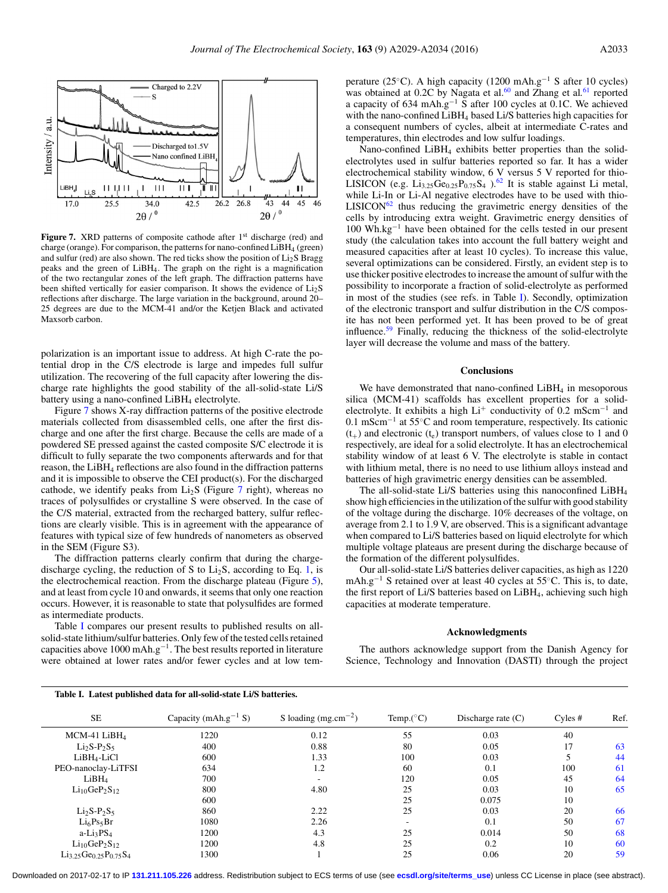**Figure 7.** XRD patterns of composite cathode after 1st discharge (red) and charge (orange). For comparison, the patterns for nano-confined $LiBH_4$ (green) and sulfur (red) are also shown. The red ticks show the position of $Li_2S$ Bragg peaks and the green of $LiBH_4$. The graph on the right is a magnification of the two rectangular zones of the left graph. The diffraction patterns have been shifted vertically for easier comparison. It shows the evidence of $Li_2S$ reflections after discharge. The large variation in the background, around 20–25 degrees are due to the MCM-41 and/or the Ketjen Black and activated Maxsorb carbon.

polarization is an important issue to address. At high C-rate the potential drop in the C/S electrode is large and impedes full sulfur utilization. The recovering of the full capacity after lowering the discharge rate highlights the good stability of the all-solid-state Li/S battery using a nano-confined $LiBH_4$ electrolyte.

Figure 7 shows X-ray diffraction patterns of the positive electrode materials collected from disassembled cells, one after the first discharge and one after the first charge. Because the cells are made of a powdered SE pressed against the casted composite S/C electrode it is difficult to fully separate the two components afterwards and for that reason, the $LiBH_4$ reflections are also found in the diffraction patterns and it is impossible to observe the CEI product(s). For the discharged cathode, we identify peaks from $Li_2S$ (Figure 7 right), whereas no traces of polysulfides or crystalline S were observed. In the case of the C/S material, extracted from the recharged battery, sulfur reflections are clearly visible. This is in agreement with the appearance of features with typical size of few hundreds of nanometers as observed in the SEM (Figure S3).

The diffraction patterns clearly confirm that during the charge-discharge cycling, the reduction of S to $Li_2S$, according to Eq. 1, is the electrochemical reaction. From the discharge plateau (Figure 5), and at least from cycle 10 and onwards, it seems that only one reaction occurs. However, it is reasonable to state that polysulfides are formed as intermediate products.

Table I compares our present results to published results on all-solid-state lithium/sulfur batteries. Only few of the tested cells retained capacities above 1000 $mAh.g^{-1}$. The best results reported in literature were obtained at lower rates and/or fewer cycles and at low temperature (25°C). A high capacity (1200 $mAh.g^{-1}$ S after 10 cycles) was obtained at 0.2C by Nagata et al.[60] and Zhang et al.[61] reported a capacity of 634 $mAh.g^{-1}$ S after 100 cycles at 0.1C. We achieved with the nano-confined $LiBH_4$ based Li/S batteries high capacities for a consequent numbers of cycles, albeit at intermediate C-rates and temperatures, thin electrodes and low sulfur loadings.

Nano-confined $LiBH_4$ exhibits better properties than the solid-electrolytes used in sulfur batteries reported so far. It has a wider electrochemical stability window, 6 V versus 5 V reported for thio-LISICON (e.g. $Li_{3.25}Ge_{0.25}P_{0.75}S_4$ ).[62] It is stable against Li metal, while Li-In or Li-Al negative electrodes have to be used with thio-LISICON[62] thus reducing the gravimetric energy densities of the cells by introducing extra weight. Gravimetric energy densities of 100 $Wh.kg^{-1}$ have been obtained for the cells tested in our present study (the calculation takes into account the full battery weight and measured capacities after at least 10 cycles). To increase this value, several optimizations can be considered. Firstly, an evident step is to use thicker positive electrodes to increase the amount of sulfur with the possibility to incorporate a fraction of solid-electrolyte as performed in most of the studies (see refs. in Table I). Secondly, optimization of the electronic transport and sulfur distribution in the C/S composite has not been performed yet. It has been proved to be of great influence.[59] Finally, reducing the thickness of the solid-electrolyte layer will decrease the volume and mass of the battery.

## Conclusions

We have demonstrated that nano-confined $LiBH_4$ in mesoporous silica (MCM-41) scaffolds has excellent properties for a solid-electrolyte. It exhibits a high $Li^+$ conductivity of 0.2 $mScm^{-1}$ and 0.1 $mScm^{-1}$ at 55°C and room temperature, respectively. Its cationic ($t_+$) and electronic ($t_e$) transport numbers, of values close to 1 and 0 respectively, are ideal for a solid electrolyte. It has an electrochemical stability window of at least 6 V. The electrolyte is stable in contact with lithium metal, there is no need to use lithium alloys instead and batteries of high gravimetric energy densities can be assembled.

The all-solid-state Li/S batteries using this nanoconfined $LiBH_4$ show high efficiencies in the utilization of the sulfur with good stability of the voltage during the discharge. 10% decreases of the voltage, on average from 2.1 to 1.9 V, are observed. This is a significant advantage when compared to Li/S batteries based on liquid electrolyte for which multiple voltage plateaus are present during the discharge because of the formation of the different polysulfides.

Our all-solid-state Li/S batteries deliver capacities, as high as 1220 $mAh.g^{-1}$ S retained over at least 40 cycles at 55°C. This is, to date, the first report of Li/S batteries based on $LiBH_4$, achieving such high capacities at moderate temperature.

## Acknowledgments

The authors acknowledge support from the Danish Agency for Science, Technology and Innovation (DASTI) through the project

**Table I. Latest published data for all-solid-state Li/S batteries.**

| SE | Capacity ($mAh.g^{-1}$ S) | S loading ($mg.cm^{-2}$) | Temp.(°C) | Discharge rate (C) | Cyles # | Ref. |
|---|---|---|---|---|---|---|
| MCM-41 $LiBH_4$ | 1220 | 0.12 | 55 | 0.03 | 40 | |
| $Li_2S$-$P_2S_5$ | 400 | 0.88 | 80 | 0.05 | 17 | 63 |
| $LiBH_4$-LiCl | 600 | 1.33 | 100 | 0.03 | 5 | 44 |
| PEO-nanoclay-LiTFSI | 634 | 1.2 | 60 | 0.1 | 100 | 61 |
| $LiBH_4$ | 700 | - | 120 | 0.05 | 45 | 64 |
| $Li_{10}GeP_2S_{12}$ | 800 | 4.80 | 25 | 0.03 | 10 | 65 |
| | 600 | | 25 | 0.075 | 10 | |
| $Li_2S$-$P_2S_5$ | 860 | 2.22 | 25 | 0.03 | 20 | 66 |
| $Li_6Ps_5Br$ | 1080 | 2.26 | - | 0.1 | 50 | 67 |
| a-$Li_3PS_4$ | 1200 | 4.3 | 25 | 0.014 | 50 | 68 |
| $Li_{10}GeP_2S_{12}$ | 1200 | 4.8 | 25 | 0.2 | 10 | 60 |
| $Li_{3.25}Ge_{0.25}P_{0.75}S_4$ | 1300 | 1 | 25 | 0.06 | 20 | 59 |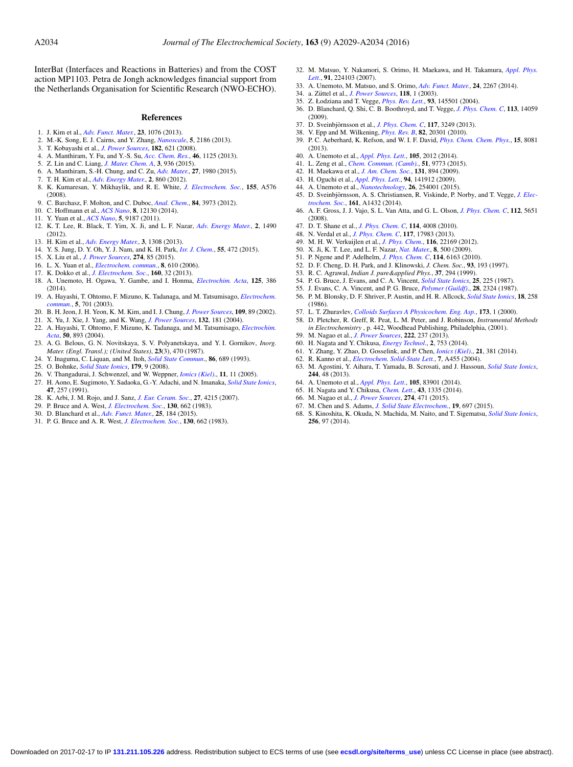InterBat (Interfaces and Reactions in Batteries) and from the COST action MP1103. Petra de Jongh acknowledges financial support from the Netherlands Organisation for Scientific Research (NWO-ECHO).

## References

1. J. Kim et al., *Adv. Funct. Mater.*, **23**, 1076 (2013).
2. M.-K. Song, E. J. Cairns, and Y. Zhang, *Nanoscale*, **5**, 2186 (2013).
3. T. Kobayashi et al., *J. Power Sources*, **182**, 621 (2008).
4. A. Manthiram, Y. Fu, and Y.-S. Su, *Acc. Chem. Res.*, **46**, 1125 (2013).
5. Z. Lin and C. Liang, *J. Mater. Chem. A*, **3**, 936 (2015).
6. A. Manthiram, S.-H. Chung, and C. Zu, *Adv. Mater.*, **27**, 1980 (2015).
7. T. H. Kim et al., *Adv. Energy Mater.*, **2**, 860 (2012).
8. K. Kumaresan, Y. Mikhaylik, and R. E. White, *J. Electrochem. Soc.*, **155**, A576 (2008).
9. C. Barchasz, F. Molton, and C. Duboc, *Anal. Chem.*, **84**, 3973 (2012).
10. C. Hoffmann et al., *ACS Nano*, **8**, 12130 (2014).
11. Y. Yuan et al., *ACS Nano*, **5**, 9187 (2011).
12. K. T. Lee, R. Black, T. Yim, X. Ji, and L. F. Nazar, *Adv. Energy Mater.*, **2**, 1490 (2012).
13. H. Kim et al., *Adv. Energy Mater.*, **3**, 1308 (2013).
14. Y. S. Jung, D. Y. Oh, Y. J. Nam, and K. H. Park, *Isr. J. Chem.*, **55**, 472 (2015).
15. X. Liu et al., *J. Power Sources*, **274**, 85 (2015).
16. L. X. Yuan et al., *Electrochem. commun.*, **8**, 610 (2006).
17. K. Dokko et al., *J. Electrochem. Soc.*, **160**, 32 (2013).
18. A. Unemoto, H. Ogawa, Y. Gambe, and I. Honma, *Electrochim. Acta*, **125**, 386 (2014).
19. A. Hayashi, T. Ohtomo, F. Mizuno, K. Tadanaga, and M. Tatsumisago, *Electrochem. commun.*, **5**, 701 (2003).
20. B. H. Jeon, J. H. Yeon, K. M. Kim, and I. J. Chung, *J. Power Sources*, **109**, 89 (2002).
21. X. Yu, J. Xie, J. Yang, and K. Wang, *J. Power Sources*, **132**, 181 (2004).
22. A. Hayashi, T. Ohtomo, F. Mizuno, K. Tadanaga, and M. Tatsumisago, *Electrochim. Acta*, **50**, 893 (2004).
23. A. G. Belous, G. N. Novitskaya, S. V. Polyanetskaya, and Y. I. Gornikov, *Inorg. Mater. (Engl. Transl.); (United States)*, **23**(3), 470 (1987).
24. Y. Inaguma, C. Liquan, and M. Itoh, *Solid State Commun.*, **86**, 689 (1993).
25. O. Bohnke, *Solid State Ionics*, **179**, 9 (2008).
26. V. Thangadurai, J. Schwenzel, and W. Weppner, *Ionics (Kiel).*, **11**, 11 (2005).
27. H. Aono, E. Sugimoto, Y. Sadaoka, G.-Y. Adachi, and N. Imanaka, *Solid State Ionics*, **47**, 257 (1991).
28. K. Arbi, J. M. Rojo, and J. Sanz, *J. Eur. Ceram. Soc.*, **27**, 4215 (2007).
29. P. Bruce and A. West, *J. Electrochem. Soc.*, **130**, 662 (1983).
30. D. Blanchard et al., *Adv. Funct. Mater.*, **25**, 184 (2015).
31. P. G. Bruce and A. R. West, *J. Electrochem. Soc.*, **130**, 662 (1983).
32. M. Matsuo, Y. Nakamori, S. Orimo, H. Maekawa, and H. Takamura, *Appl. Phys. Lett.*, **91**, 224103 (2007).
33. A. Unemoto, M. Matsuo, and S. Orimo, *Adv. Funct. Mater.*, **24**, 2267 (2014).
34. a. Züttel et al., *J. Power Sources*, **118**, 1 (2003).
35. Z. Łodziana and T. Vegge, *Phys. Rev. Lett.*, **93**, 145501 (2004).
36. D. Blanchard, Q. Shi, C. B. Boothroyd, and T. Vegge, *J. Phys. Chem. C*, **113**, 14059 (2009).
37. D. Sveinbjörnsson et al., *J. Phys. Chem. C*, **117**, 3249 (2013).
38. V. Epp and M. Wilkening, *Phys. Rev. B*, **82**, 20301 (2010).
39. P. C. Aeberhard, K. Refson, and W. I. F. David, *Phys. Chem. Chem. Phys.*, **15**, 8081 (2013).
40. A. Unemoto et al., *Appl. Phys. Lett.*, **105**, 2012 (2014).
41. L. Zeng et al., *Chem. Commun. (Camb).*, **51**, 9773 (2015).
42. H. Maekawa et al., *J. Am. Chem. Soc.*, **131**, 894 (2009).
43. H. Oguchi et al., *Appl. Phys. Lett.*, **94**, 141912 (2009).
44. A. Unemoto et al., *Nanotechnology*, **26**, 254001 (2015).
45. D. Sveinbjörnsson, A. S. Christiansen, R. Viskinde, P. Norby, and T. Vegge, *J. Electrochem. Soc.*, **161**, A1432 (2014).
46. A. F. Gross, J. J. Vajo, S. L. Van Atta, and G. L. Olson, *J. Phys. Chem. C*, **112**, 5651 (2008).
47. D. T. Shane et al., *J. Phys. Chem. C*, **114**, 4008 (2010).
48. N. Verdal et al., *J. Phys. Chem. C*, **117**, 17983 (2013).
49. M. H. W. Verkuijlen et al., *J. Phys. Chem.*, **116**, 22169 (2012).
50. X. Ji, K. T. Lee, and L. F. Nazar, *Nat. Mater.*, **8**, 500 (2009).
51. P. Ngene and P. Adelhelm, *J. Phys. Chem. C*, **114**, 6163 (2010).
52. D. F. Cheng, D. H. Park, and J. Klinowski, *J. Chem. Soc.*, **93**, 193 (1997).
53. R. C. Agrawal, *Indian J. pure&applied Phys.*, **37**, 294 (1999).
54. P. G. Bruce, J. Evans, and C. A. Vincent, *Solid State Ionics*, **25**, 225 (1987).
55. J. Evans, C. A. Vincent, and P. G. Bruce, *Polymer (Guildf).*, **28**, 2324 (1987).
56. P. M. Blonsky, D. F. Shriver, P. Austin, and H. R. Allcock, *Solid State Ionics*, **18**, 258 (1986).
57. L. T. Zhuravlev, *Colloids Surfaces A Physicochem. Eng. Asp.*, **173**, 1 (2000).
58. D. Pletcher, R. Greff, R. Peat, L. M. Peter, and J. Robinson, *Instrumental Methods in Electrochemistry* , p. 442, Woodhead Publishing, Philadelphia, (2001).
59. M. Nagao et al., *J. Power Sources*, **222**, 237 (2013).
60. H. Nagata and Y. Chikusa, *Energy Technol.*, **2**, 753 (2014).
61. Y. Zhang, Y. Zhao, D. Gosselink, and P. Chen, *Ionics (Kiel).*, **21**, 381 (2014).
62. R. Kanno et al., *Electrochem. Solid-State Lett.*, **7**, A455 (2004).
63. M. Agostini, Y. Aihara, T. Yamada, B. Scrosati, and J. Hassoun, *Solid State Ionics*, **244**, 48 (2013).
64. A. Unemoto et al., *Appl. Phys. Lett.*, **105**, 83901 (2014).
65. H. Nagata and Y. Chikusa, *Chem. Lett.*, **43**, 1335 (2014).
66. M. Nagao et al., *J. Power Sources*, **274**, 471 (2015).
67. M. Chen and S. Adams, *J. Solid State Electrochem.*, **19**, 697 (2015).
68. S. Kinoshita, K. Okuda, N. Machida, M. Naito, and T. Sigematsu, *Solid State Ionics*, **256**, 97 (2014).